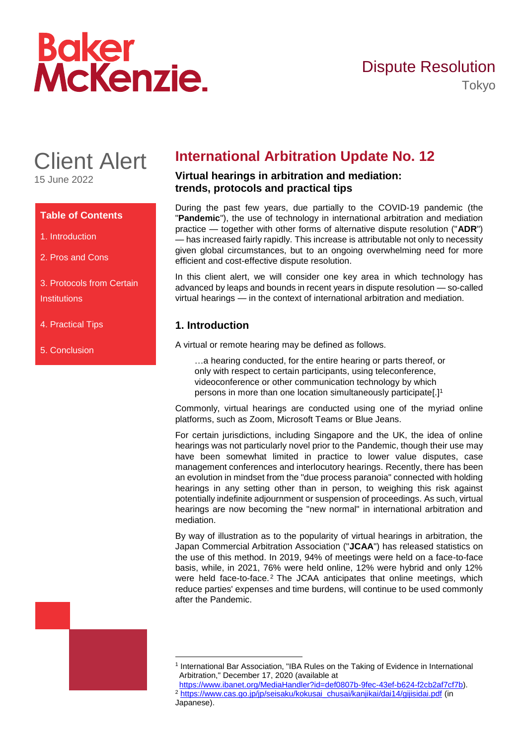Baker McKenzie.

Dispute Resolution
Tokyo

# Client Alert

15 June 2022

**Table of Contents**

1. Introduction
2. Pros and Cons
3. Protocols from Certain Institutions
4. Practical Tips
5. Conclusion

# International Arbitration Update No. 12

## Virtual hearings in arbitration and mediation: trends, protocols and practical tips

During the past few years, due partially to the COVID-19 pandemic (the "**Pandemic**"), the use of technology in international arbitration and mediation practice — together with other forms of alternative dispute resolution ("**ADR**") — has increased fairly rapidly. This increase is attributable not only to necessity given global circumstances, but to an ongoing overwhelming need for more efficient and cost-effective dispute resolution.

In this client alert, we will consider one key area in which technology has advanced by leaps and bounds in recent years in dispute resolution — so-called virtual hearings — in the context of international arbitration and mediation.

### 1. Introduction

A virtual or remote hearing may be defined as follows.

> …a hearing conducted, for the entire hearing or parts thereof, or only with respect to certain participants, using teleconference, videoconference or other communication technology by which persons in more than one location simultaneously participate[.][1]

Commonly, virtual hearings are conducted using one of the myriad online platforms, such as Zoom, Microsoft Teams or Blue Jeans.

For certain jurisdictions, including Singapore and the UK, the idea of online hearings was not particularly novel prior to the Pandemic, though their use may have been somewhat limited in practice to lower value disputes, case management conferences and interlocutory hearings. Recently, there has been an evolution in mindset from the "due process paranoia" connected with holding hearings in any setting other than in person, to weighing this risk against potentially indefinite adjournment or suspension of proceedings. As such, virtual hearings are now becoming the "new normal" in international arbitration and mediation.

By way of illustration as to the popularity of virtual hearings in arbitration, the Japan Commercial Arbitration Association ("**JCAA**") has released statistics on the use of this method. In 2019, 94% of meetings were held on a face-to-face basis, while, in 2021, 76% were held online, 12% were hybrid and only 12% were held face-to-face.[2] The JCAA anticipates that online meetings, which reduce parties' expenses and time burdens, will continue to be used commonly after the Pandemic.

---

[1] International Bar Association, "IBA Rules on the Taking of Evidence in International Arbitration," December 17, 2020 (available at https://www.ibanet.org/MediaHandler?id=def0807b-9fec-43ef-b624-f2cb2af7cf7b).

[2] https://www.cas.go.jp/jp/seisaku/kokusai_chusai/kanjikai/dai14/gijisidai.pdf (in Japanese).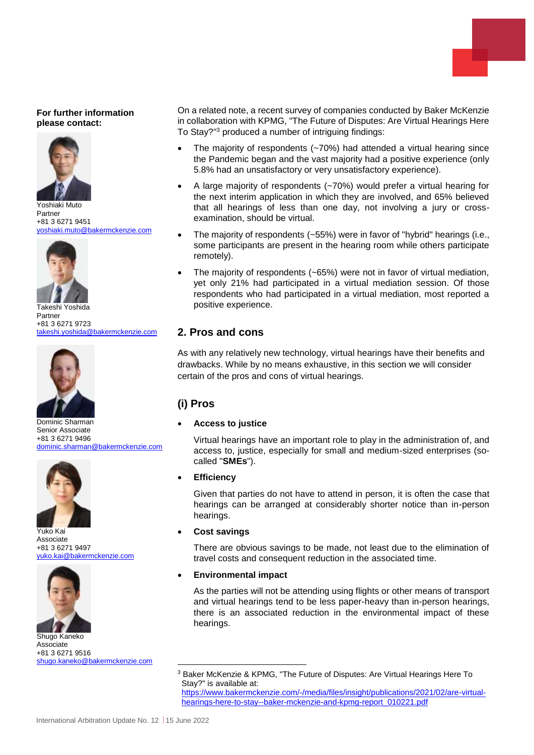**For further information please contact:**

Yoshiaki Muto
Partner
+81 3 6271 9451
yoshiaki.muto@bakermckenzie.com

Takeshi Yoshida
Partner
+81 3 6271 9723
takeshi.yoshida@bakermckenzie.com

Dominic Sharman
Senior Associate
+81 3 6271 9496
dominic.sharman@bakermckenzie.com

Yuko Kai
Associate
+81 3 6271 9497
yuko.kai@bakermckenzie.com

Shugo Kaneko
Associate
+81 3 6271 9516
shugo.kaneko@bakermckenzie.com

On a related note, a recent survey of companies conducted by Baker McKenzie in collaboration with KPMG, "The Future of Disputes: Are Virtual Hearings Here To Stay?"[3] produced a number of intriguing findings:

- The majority of respondents (~70%) had attended a virtual hearing since the Pandemic began and the vast majority had a positive experience (only 5.8% had an unsatisfactory or very unsatisfactory experience).
- A large majority of respondents (~70%) would prefer a virtual hearing for the next interim application in which they are involved, and 65% believed that all hearings of less than one day, not involving a jury or cross-examination, should be virtual.
- The majority of respondents (~55%) were in favor of "hybrid" hearings (i.e., some participants are present in the hearing room while others participate remotely).
- The majority of respondents (~65%) were not in favor of virtual mediation, yet only 21% had participated in a virtual mediation session. Of those respondents who had participated in a virtual mediation, most reported a positive experience.

## 2. Pros and cons

As with any relatively new technology, virtual hearings have their benefits and drawbacks. While by no means exhaustive, in this section we will consider certain of the pros and cons of virtual hearings.

### (i) Pros

- **Access to justice**

  Virtual hearings have an important role to play in the administration of, and access to, justice, especially for small and medium-sized enterprises (so-called "**SMEs**").

- **Efficiency**

  Given that parties do not have to attend in person, it is often the case that hearings can be arranged at considerably shorter notice than in-person hearings.

- **Cost savings**

  There are obvious savings to be made, not least due to the elimination of travel costs and consequent reduction in the associated time.

- **Environmental impact**

  As the parties will not be attending using flights or other means of transport and virtual hearings tend to be less paper-heavy than in-person hearings, there is an associated reduction in the environmental impact of these hearings.

---

[3] Baker McKenzie & KPMG, "The Future of Disputes: Are Virtual Hearings Here To Stay?" is available at: https://www.bakermckenzie.com/-/media/files/insight/publications/2021/02/are-virtual-hearings-here-to-stay--baker-mckenzie-and-kpmg-report_010221.pdf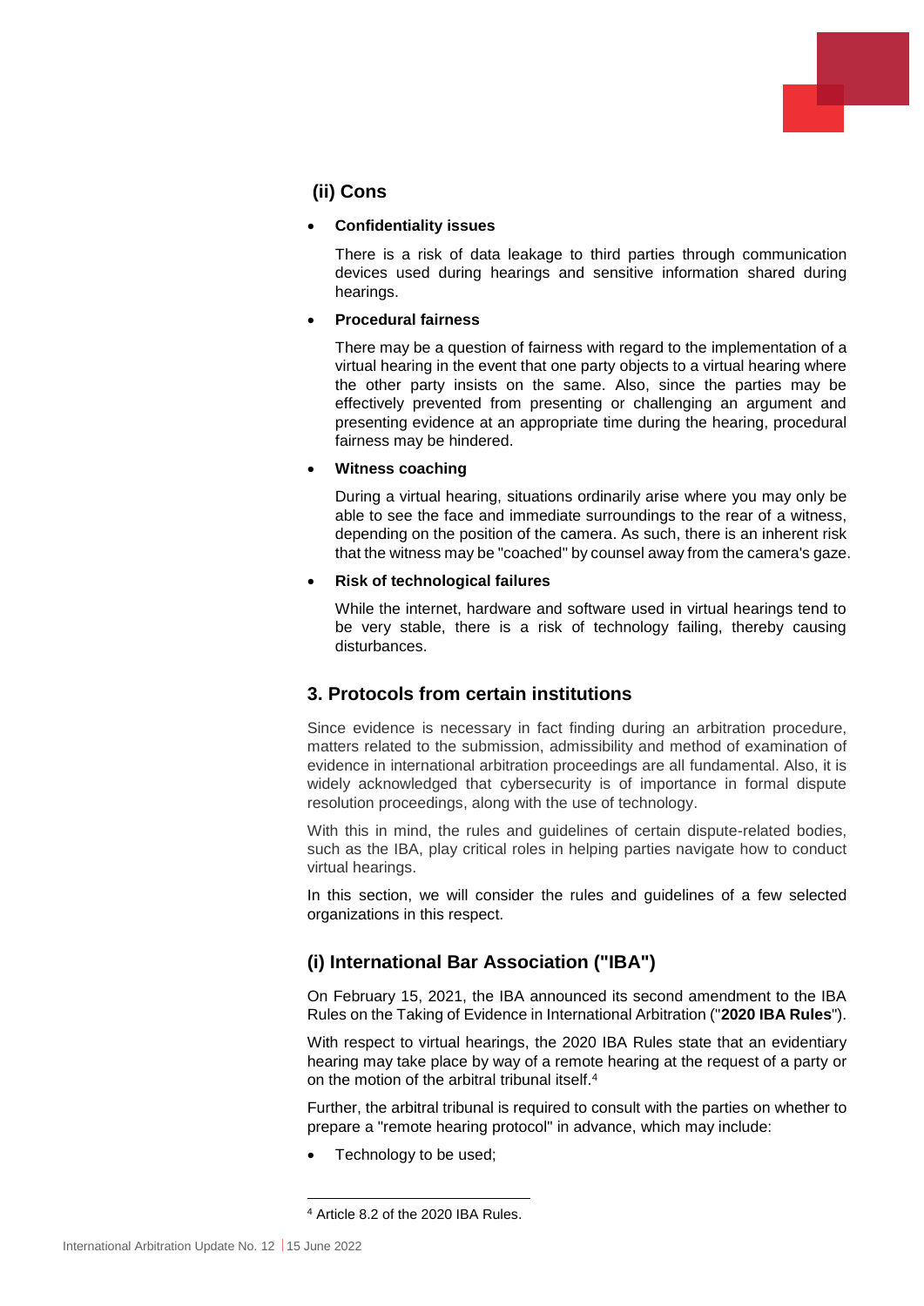### (ii) Cons

- **Confidentiality issues**

  There is a risk of data leakage to third parties through communication devices used during hearings and sensitive information shared during hearings.

- **Procedural fairness**

  There may be a question of fairness with regard to the implementation of a virtual hearing in the event that one party objects to a virtual hearing where the other party insists on the same. Also, since the parties may be effectively prevented from presenting or challenging an argument and presenting evidence at an appropriate time during the hearing, procedural fairness may be hindered.

- **Witness coaching**

  During a virtual hearing, situations ordinarily arise where you may only be able to see the face and immediate surroundings to the rear of a witness, depending on the position of the camera. As such, there is an inherent risk that the witness may be "coached" by counsel away from the camera's gaze.

- **Risk of technological failures**

  While the internet, hardware and software used in virtual hearings tend to be very stable, there is a risk of technology failing, thereby causing disturbances.

## 3. Protocols from certain institutions

Since evidence is necessary in fact finding during an arbitration procedure, matters related to the submission, admissibility and method of examination of evidence in international arbitration proceedings are all fundamental. Also, it is widely acknowledged that cybersecurity is of importance in formal dispute resolution proceedings, along with the use of technology.

With this in mind, the rules and guidelines of certain dispute-related bodies, such as the IBA, play critical roles in helping parties navigate how to conduct virtual hearings.

In this section, we will consider the rules and guidelines of a few selected organizations in this respect.

### (i) International Bar Association ("IBA")

On February 15, 2021, the IBA announced its second amendment to the IBA Rules on the Taking of Evidence in International Arbitration ("**2020 IBA Rules**").

With respect to virtual hearings, the 2020 IBA Rules state that an evidentiary hearing may take place by way of a remote hearing at the request of a party or on the motion of the arbitral tribunal itself.[4]

Further, the arbitral tribunal is required to consult with the parties on whether to prepare a "remote hearing protocol" in advance, which may include:

- Technology to be used;

[4] Article 8.2 of the 2020 IBA Rules.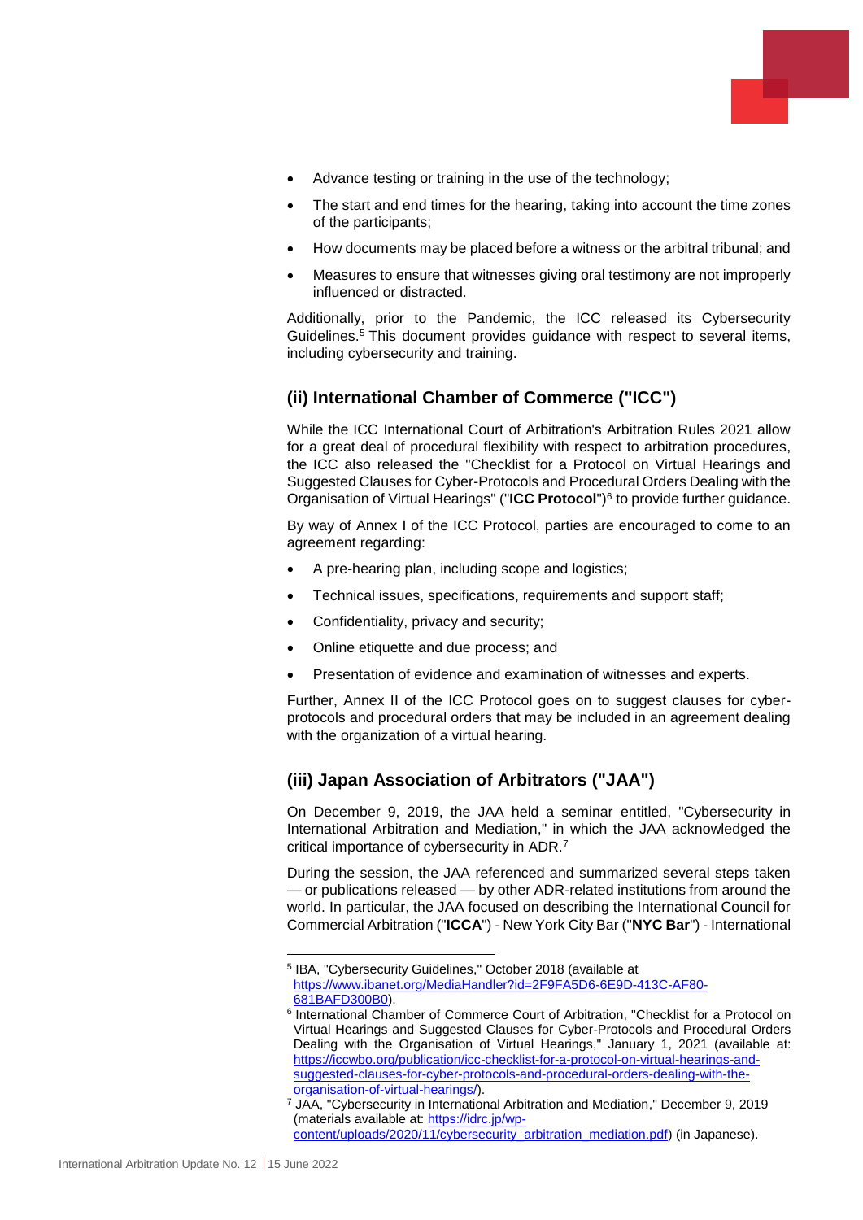- Advance testing or training in the use of the technology;
- The start and end times for the hearing, taking into account the time zones of the participants;
- How documents may be placed before a witness or the arbitral tribunal; and
- Measures to ensure that witnesses giving oral testimony are not improperly influenced or distracted.

Additionally, prior to the Pandemic, the ICC released its Cybersecurity Guidelines.[5] This document provides guidance with respect to several items, including cybersecurity and training.

## (ii) International Chamber of Commerce ("ICC")

While the ICC International Court of Arbitration's Arbitration Rules 2021 allow for a great deal of procedural flexibility with respect to arbitration procedures, the ICC also released the "Checklist for a Protocol on Virtual Hearings and Suggested Clauses for Cyber-Protocols and Procedural Orders Dealing with the Organisation of Virtual Hearings" ("**ICC Protocol**")[6] to provide further guidance.

By way of Annex I of the ICC Protocol, parties are encouraged to come to an agreement regarding:

- A pre-hearing plan, including scope and logistics;
- Technical issues, specifications, requirements and support staff;
- Confidentiality, privacy and security;
- Online etiquette and due process; and
- Presentation of evidence and examination of witnesses and experts.

Further, Annex II of the ICC Protocol goes on to suggest clauses for cyber-protocols and procedural orders that may be included in an agreement dealing with the organization of a virtual hearing.

## (iii) Japan Association of Arbitrators ("JAA")

On December 9, 2019, the JAA held a seminar entitled, "Cybersecurity in International Arbitration and Mediation," in which the JAA acknowledged the critical importance of cybersecurity in ADR.[7]

During the session, the JAA referenced and summarized several steps taken — or publications released — by other ADR-related institutions from around the world. In particular, the JAA focused on describing the International Council for Commercial Arbitration ("**ICCA**") - New York City Bar ("**NYC Bar**") - International

---

[5] IBA, "Cybersecurity Guidelines," October 2018 (available at https://www.ibanet.org/MediaHandler?id=2F9FA5D6-6E9D-413C-AF80-681BAFD300B0).

[6] International Chamber of Commerce Court of Arbitration, "Checklist for a Protocol on Virtual Hearings and Suggested Clauses for Cyber-Protocols and Procedural Orders Dealing with the Organisation of Virtual Hearings," January 1, 2021 (available at: https://iccwbo.org/publication/icc-checklist-for-a-protocol-on-virtual-hearings-and-suggested-clauses-for-cyber-protocols-and-procedural-orders-dealing-with-the-organisation-of-virtual-hearings/).

[7] JAA, "Cybersecurity in International Arbitration and Mediation," December 9, 2019 (materials available at: https://idrc.jp/wp-content/uploads/2020/11/cybersecurity_arbitration_mediation.pdf) (in Japanese).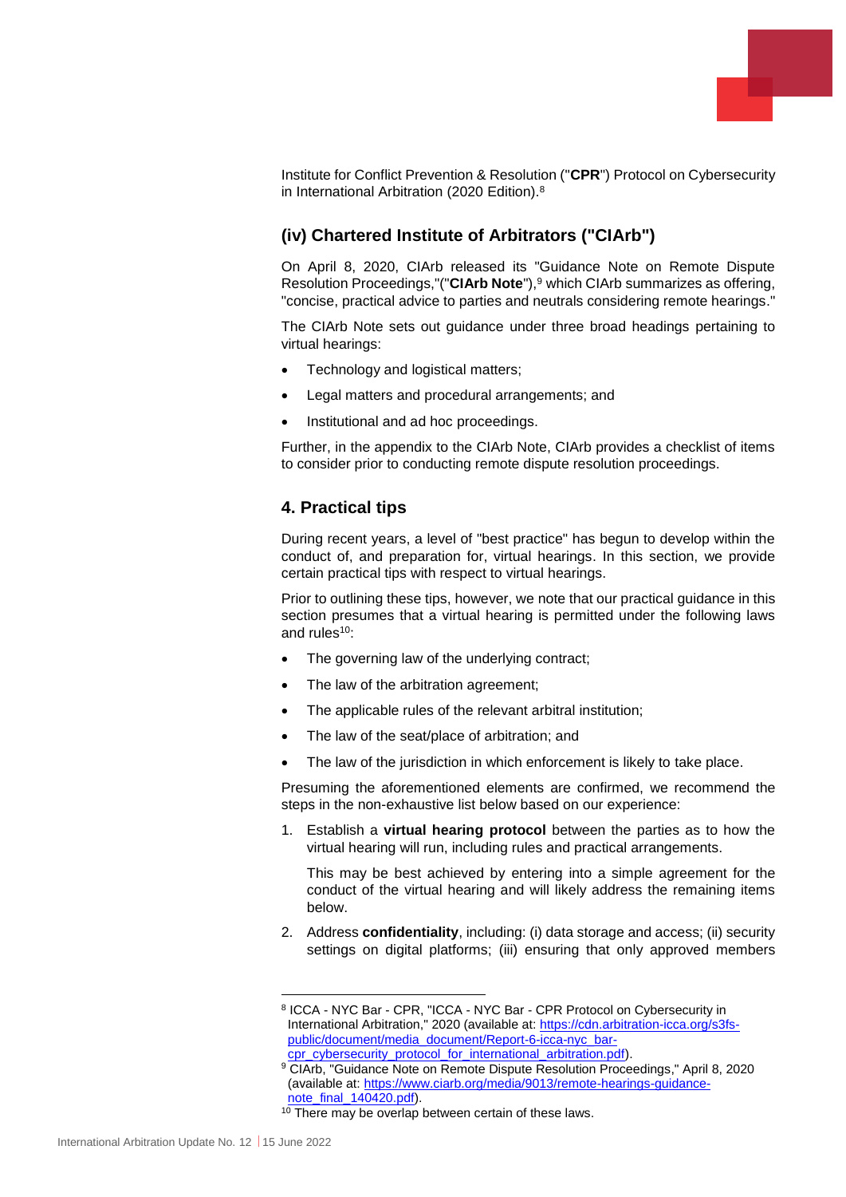Institute for Conflict Prevention & Resolution ("**CPR**") Protocol on Cybersecurity in International Arbitration (2020 Edition).[8]

### (iv) Chartered Institute of Arbitrators ("CIArb")

On April 8, 2020, CIArb released its "Guidance Note on Remote Dispute Resolution Proceedings,"("**CIArb Note**"),[9] which CIArb summarizes as offering, "concise, practical advice to parties and neutrals considering remote hearings."

The CIArb Note sets out guidance under three broad headings pertaining to virtual hearings:

- Technology and logistical matters;
- Legal matters and procedural arrangements; and
- Institutional and ad hoc proceedings.

Further, in the appendix to the CIArb Note, CIArb provides a checklist of items to consider prior to conducting remote dispute resolution proceedings.

## 4. Practical tips

During recent years, a level of "best practice" has begun to develop within the conduct of, and preparation for, virtual hearings. In this section, we provide certain practical tips with respect to virtual hearings.

Prior to outlining these tips, however, we note that our practical guidance in this section presumes that a virtual hearing is permitted under the following laws and rules[10]:

- The governing law of the underlying contract;
- The law of the arbitration agreement;
- The applicable rules of the relevant arbitral institution;
- The law of the seat/place of arbitration; and
- The law of the jurisdiction in which enforcement is likely to take place.

Presuming the aforementioned elements are confirmed, we recommend the steps in the non-exhaustive list below based on our experience:

1. Establish a **virtual hearing protocol** between the parties as to how the virtual hearing will run, including rules and practical arrangements.

   This may be best achieved by entering into a simple agreement for the conduct of the virtual hearing and will likely address the remaining items below.

2. Address **confidentiality**, including: (i) data storage and access; (ii) security settings on digital platforms; (iii) ensuring that only approved members

---

[8] ICCA - NYC Bar - CPR, "ICCA - NYC Bar - CPR Protocol on Cybersecurity in International Arbitration," 2020 (available at: https://cdn.arbitration-icca.org/s3fs-public/document/media_document/Report-6-icca-nyc_bar-cpr_cybersecurity_protocol_for_international_arbitration.pdf).

[9] CIArb, "Guidance Note on Remote Dispute Resolution Proceedings," April 8, 2020 (available at: https://www.ciarb.org/media/9013/remote-hearings-guidance-note_final_140420.pdf).

[10] There may be overlap between certain of these laws.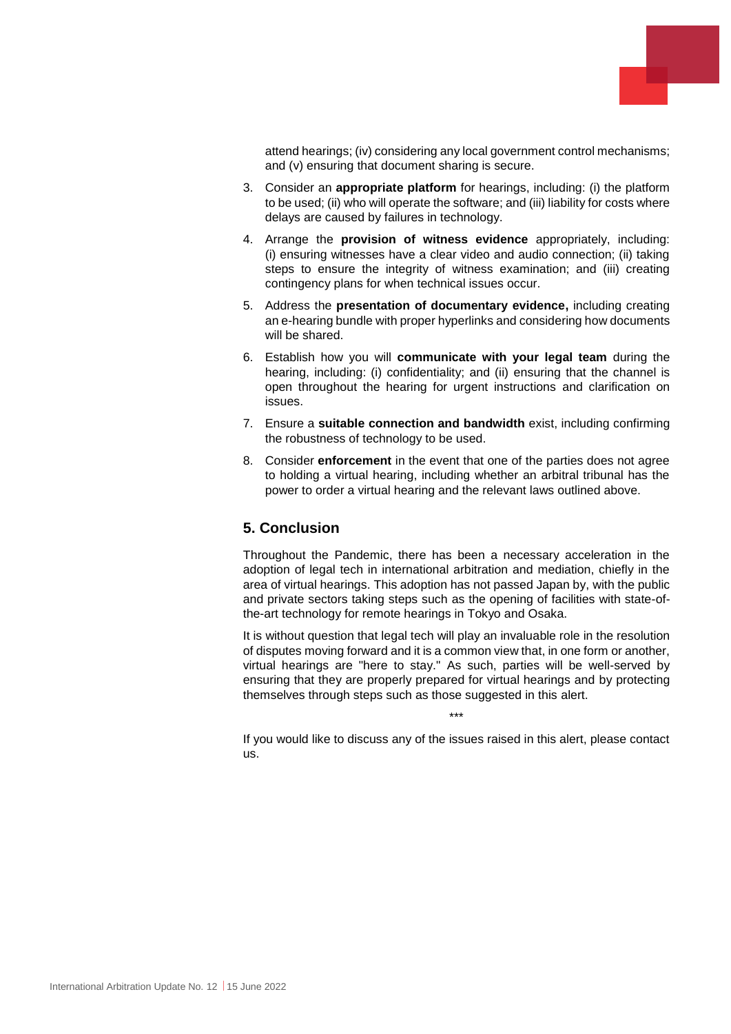attend hearings; (iv) considering any local government control mechanisms; and (v) ensuring that document sharing is secure.

3. Consider an **appropriate platform** for hearings, including: (i) the platform to be used; (ii) who will operate the software; and (iii) liability for costs where delays are caused by failures in technology.

4. Arrange the **provision of witness evidence** appropriately, including: (i) ensuring witnesses have a clear video and audio connection; (ii) taking steps to ensure the integrity of witness examination; and (iii) creating contingency plans for when technical issues occur.

5. Address the **presentation of documentary evidence,** including creating an e-hearing bundle with proper hyperlinks and considering how documents will be shared.

6. Establish how you will **communicate with your legal team** during the hearing, including: (i) confidentiality; and (ii) ensuring that the channel is open throughout the hearing for urgent instructions and clarification on issues.

7. Ensure a **suitable connection and bandwidth** exist, including confirming the robustness of technology to be used.

8. Consider **enforcement** in the event that one of the parties does not agree to holding a virtual hearing, including whether an arbitral tribunal has the power to order a virtual hearing and the relevant laws outlined above.

## 5. Conclusion

Throughout the Pandemic, there has been a necessary acceleration in the adoption of legal tech in international arbitration and mediation, chiefly in the area of virtual hearings. This adoption has not passed Japan by, with the public and private sectors taking steps such as the opening of facilities with state-of-the-art technology for remote hearings in Tokyo and Osaka.

It is without question that legal tech will play an invaluable role in the resolution of disputes moving forward and it is a common view that, in one form or another, virtual hearings are "here to stay." As such, parties will be well-served by ensuring that they are properly prepared for virtual hearings and by protecting themselves through steps such as those suggested in this alert.

***

If you would like to discuss any of the issues raised in this alert, please contact us.